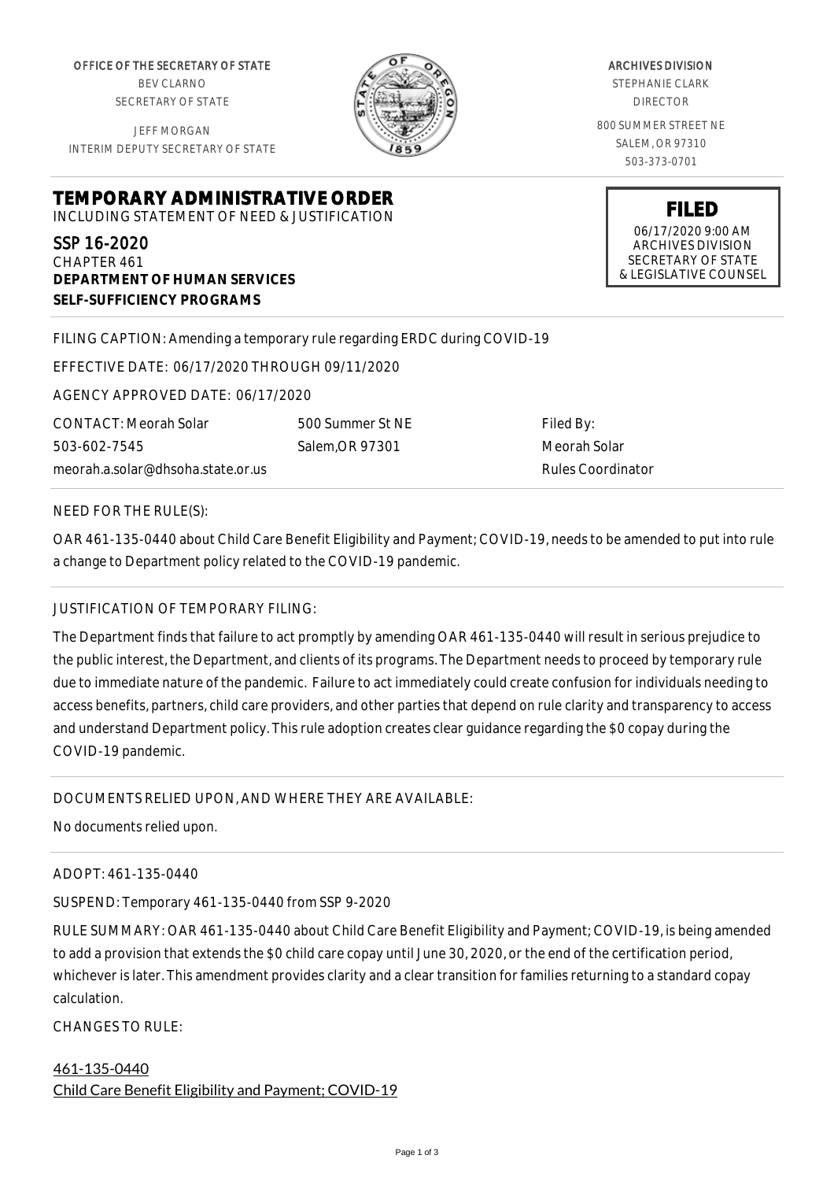OFFICE OF THE SECRETARY OF STATE
BEV CLARNO
SECRETARY OF STATE

JEFF MORGAN
INTERIM DEPUTY SECRETARY OF STATE

ARCHIVES DIVISION
STEPHANIE CLARK
DIRECTOR

800 SUMMER STREET NE
SALEM, OR 97310
503-373-0701

**FILED**
06/17/2020 9:00 AM
ARCHIVES DIVISION
SECRETARY OF STATE
& LEGISLATIVE COUNSEL

# TEMPORARY ADMINISTRATIVE ORDER

INCLUDING STATEMENT OF NEED & JUSTIFICATION

SSP 16-2020
CHAPTER 461
**DEPARTMENT OF HUMAN SERVICES**
**SELF-SUFFICIENCY PROGRAMS**

FILING CAPTION: Amending a temporary rule regarding ERDC during COVID-19

EFFECTIVE DATE: 06/17/2020 THROUGH 09/11/2020

AGENCY APPROVED DATE: 06/17/2020

CONTACT: Meorah Solar
503-602-7545
meorah.a.solar@dhsoha.state.or.us

500 Summer St NE
Salem,OR 97301

Filed By:
Meorah Solar
Rules Coordinator

NEED FOR THE RULE(S):

OAR 461-135-0440 about Child Care Benefit Eligibility and Payment; COVID-19, needs to be amended to put into rule a change to Department policy related to the COVID-19 pandemic.

JUSTIFICATION OF TEMPORARY FILING:

The Department finds that failure to act promptly by amending OAR 461-135-0440 will result in serious prejudice to the public interest, the Department, and clients of its programs. The Department needs to proceed by temporary rule due to immediate nature of the pandemic. Failure to act immediately could create confusion for individuals needing to access benefits, partners, child care providers, and other parties that depend on rule clarity and transparency to access and understand Department policy. This rule adoption creates clear guidance regarding the $0 copay during the COVID-19 pandemic.

DOCUMENTS RELIED UPON, AND WHERE THEY ARE AVAILABLE:

No documents relied upon.

ADOPT: 461-135-0440

SUSPEND: Temporary 461-135-0440 from SSP 9-2020

RULE SUMMARY: OAR 461-135-0440 about Child Care Benefit Eligibility and Payment; COVID-19, is being amended to add a provision that extends the $0 child care copay until June 30, 2020, or the end of the certification period, whichever is later. This amendment provides clarity and a clear transition for families returning to a standard copay calculation.

CHANGES TO RULE:

461-135-0440
Child Care Benefit Eligibility and Payment; COVID-19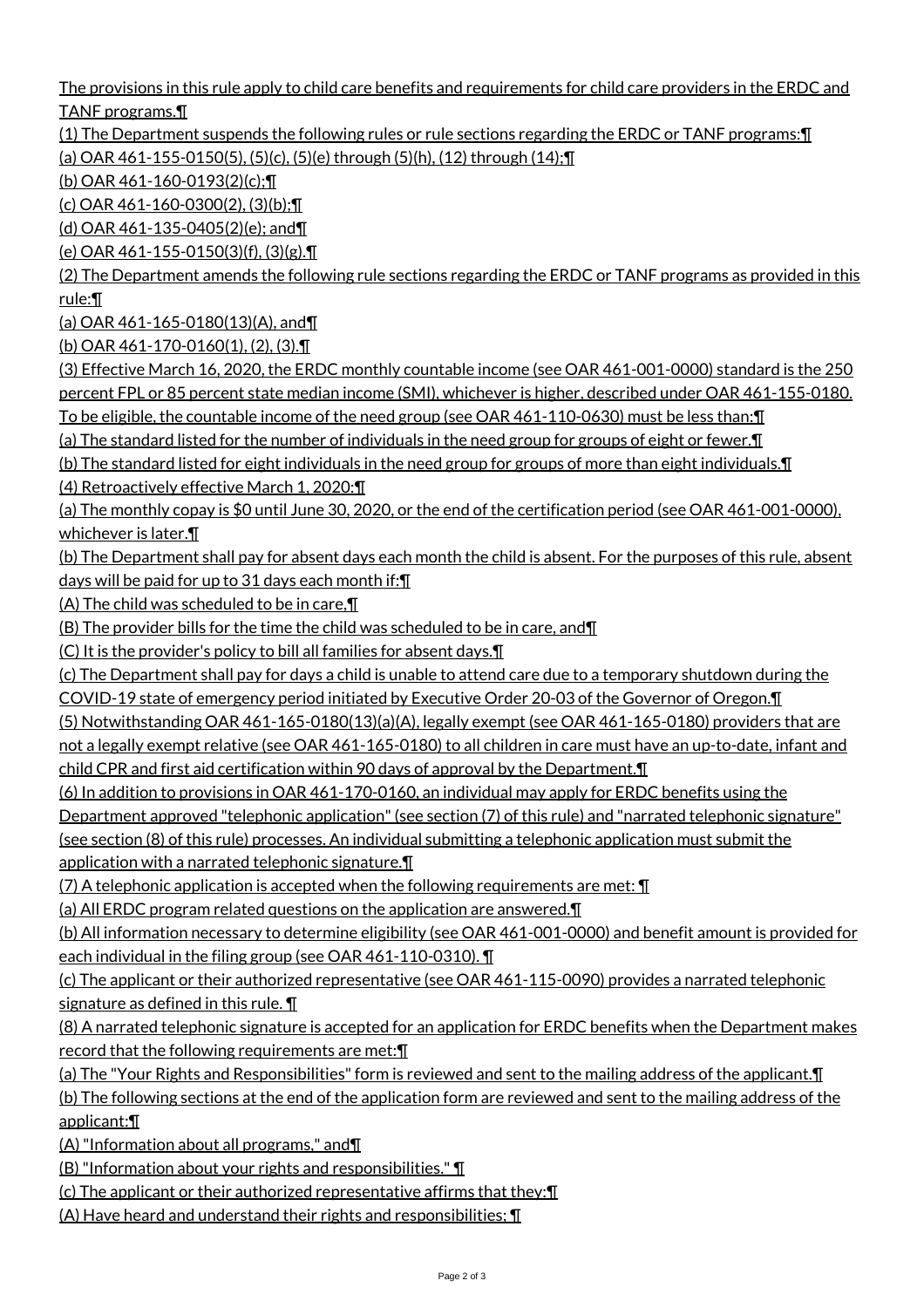The provisions in this rule apply to child care benefits and requirements for child care providers in the ERDC and TANF programs.¶

(1) The Department suspends the following rules or rule sections regarding the ERDC or TANF programs:¶

(a) OAR 461-155-0150(5), (5)(c), (5)(e) through (5)(h), (12) through (14);¶

(b) OAR 461-160-0193(2)(c);¶

(c) OAR 461-160-0300(2), (3)(b);¶

(d) OAR 461-135-0405(2)(e); and¶

(e) OAR 461-155-0150(3)(f), (3)(g).¶

(2) The Department amends the following rule sections regarding the ERDC or TANF programs as provided in this rule:¶

(a) OAR 461-165-0180(13)(A), and¶

(b) OAR 461-170-0160(1), (2), (3).¶

(3) Effective March 16, 2020, the ERDC monthly countable income (see OAR 461-001-0000) standard is the 250 percent FPL or 85 percent state median income (SMI), whichever is higher, described under OAR 461-155-0180. To be eligible, the countable income of the need group (see OAR 461-110-0630) must be less than:¶

(a) The standard listed for the number of individuals in the need group for groups of eight or fewer.¶

(b) The standard listed for eight individuals in the need group for groups of more than eight individuals.¶

(4) Retroactively effective March 1, 2020:¶

(a) The monthly copay is $0 until June 30, 2020, or the end of the certification period (see OAR 461-001-0000), whichever is later.¶

(b) The Department shall pay for absent days each month the child is absent. For the purposes of this rule, absent days will be paid for up to 31 days each month if:¶

(A) The child was scheduled to be in care,¶

(B) The provider bills for the time the child was scheduled to be in care, and¶

(C) It is the provider's policy to bill all families for absent days.¶

(c) The Department shall pay for days a child is unable to attend care due to a temporary shutdown during the COVID-19 state of emergency period initiated by Executive Order 20-03 of the Governor of Oregon.¶

(5) Notwithstanding OAR 461-165-0180(13)(a)(A), legally exempt (see OAR 461-165-0180) providers that are not a legally exempt relative (see OAR 461-165-0180) to all children in care must have an up-to-date, infant and child CPR and first aid certification within 90 days of approval by the Department.¶

(6) In addition to provisions in OAR 461-170-0160, an individual may apply for ERDC benefits using the Department approved "telephonic application" (see section (7) of this rule) and "narrated telephonic signature" (see section (8) of this rule) processes. An individual submitting a telephonic application must submit the application with a narrated telephonic signature.¶

(7) A telephonic application is accepted when the following requirements are met: ¶

(a) All ERDC program related questions on the application are answered.¶

(b) All information necessary to determine eligibility (see OAR 461-001-0000) and benefit amount is provided for each individual in the filing group (see OAR 461-110-0310). ¶

(c) The applicant or their authorized representative (see OAR 461-115-0090) provides a narrated telephonic signature as defined in this rule. ¶

(8) A narrated telephonic signature is accepted for an application for ERDC benefits when the Department makes record that the following requirements are met:¶

(a) The "Your Rights and Responsibilities" form is reviewed and sent to the mailing address of the applicant.¶

(b) The following sections at the end of the application form are reviewed and sent to the mailing address of the applicant:¶

(A) "Information about all programs," and¶

(B) "Information about your rights and responsibilities." ¶

(c) The applicant or their authorized representative affirms that they:¶

(A) Have heard and understand their rights and responsibilities; ¶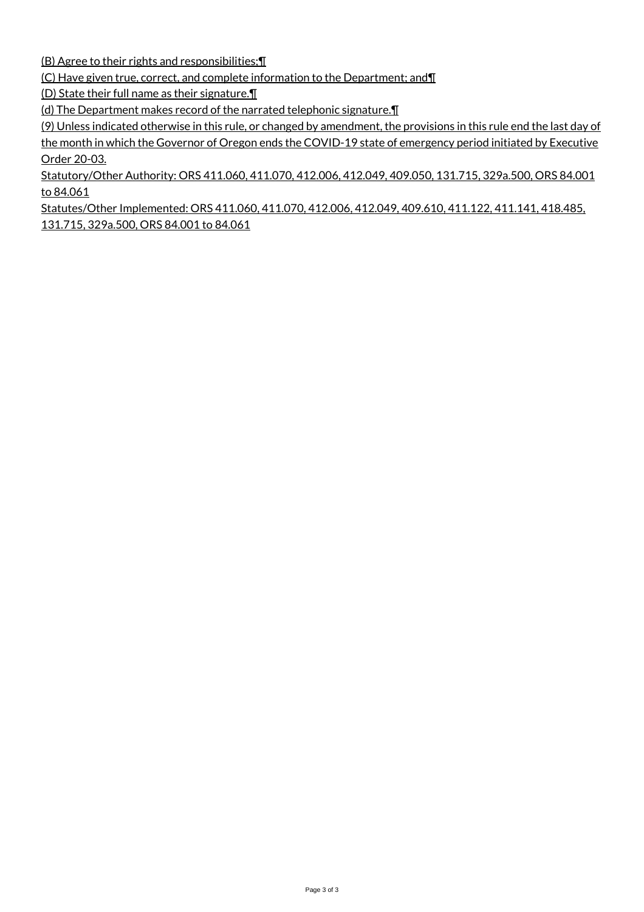(B) Agree to their rights and responsibilities;¶

(C) Have given true, correct, and complete information to the Department; and¶

(D) State their full name as their signature.¶

(d) The Department makes record of the narrated telephonic signature.¶

(9) Unless indicated otherwise in this rule, or changed by amendment, the provisions in this rule end the last day of the month in which the Governor of Oregon ends the COVID-19 state of emergency period initiated by Executive Order 20-03.

Statutory/Other Authority: ORS 411.060, 411.070, 412.006, 412.049, 409.050, 131.715, 329a.500, ORS 84.001 to 84.061

Statutes/Other Implemented: ORS 411.060, 411.070, 412.006, 412.049, 409.610, 411.122, 411.141, 418.485, 131.715, 329a.500, ORS 84.001 to 84.061